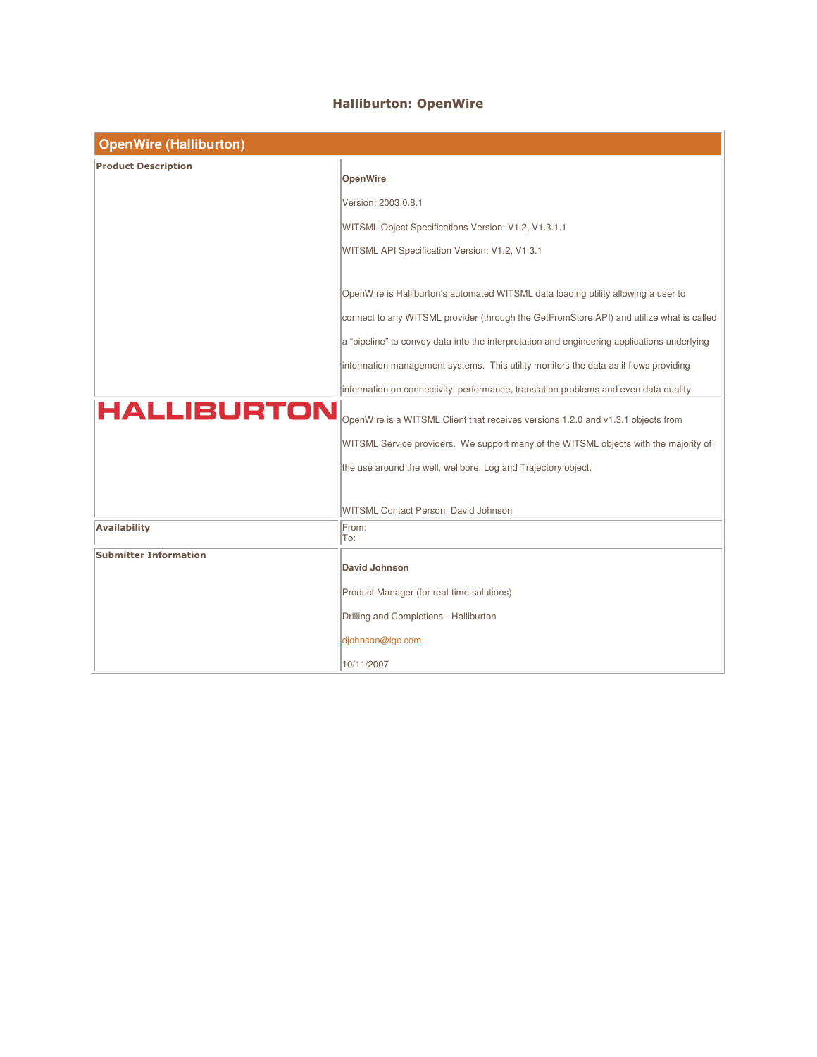# Halliburton: OpenWire

| OpenWire (Halliburton) | |
|---|---|
| **Product Description** | **OpenWire**<br><br>Version: 2003.0.8.1<br><br>WITSML Object Specifications Version: V1.2, V1.3.1.1<br><br>WITSML API Specification Version: V1.2, V1.3.1<br><br>OpenWire is Halliburton's automated WITSML data loading utility allowing a user to connect to any WITSML provider (through the GetFromStore API) and utilize what is called a "pipeline" to convey data into the interpretation and engineering applications underlying information management systems. This utility monitors the data as it flows providing information on connectivity, performance, translation problems and even data quality. |
| HALLIBURTON | OpenWire is a WITSML Client that receives versions 1.2.0 and v1.3.1 objects from WITSML Service providers. We support many of the WITSML objects with the majority of the use around the well, wellbore, Log and Trajectory object.<br><br>WITSML Contact Person: David Johnson |
| **Availability** | From:<br>To: |
| **Submitter Information** | **David Johnson**<br><br>Product Manager (for real-time solutions)<br><br>Drilling and Completions - Halliburton<br><br>djohnson@lgc.com<br><br>10/11/2007 |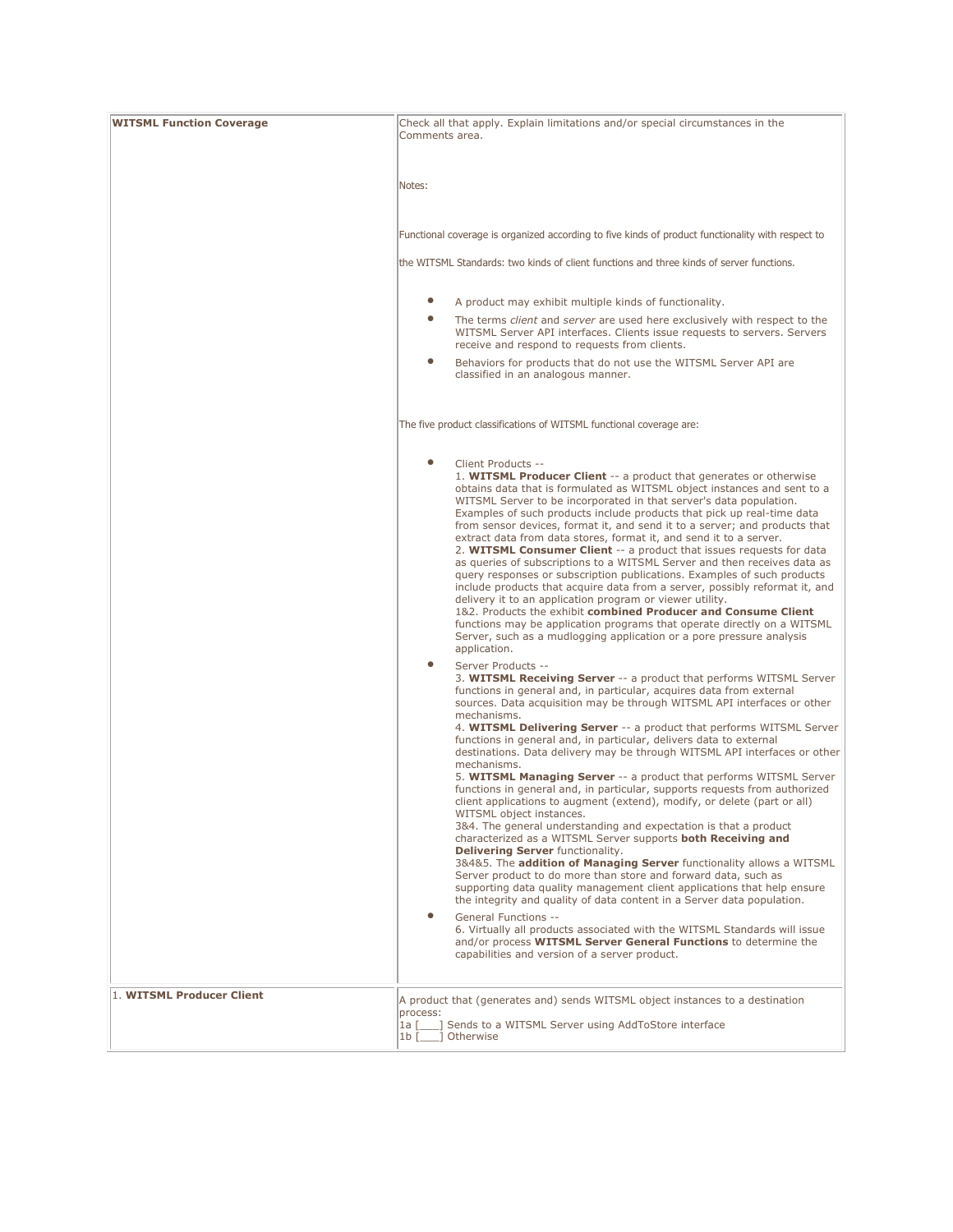| WITSML Function Coverage | Check all that apply. Explain limitations and/or special circumstances in the Comments area.<br><br>Notes:<br><br>Functional coverage is organized according to five kinds of product functionality with respect to the WITSML Standards: two kinds of client functions and three kinds of server functions.<br><br>• A product may exhibit multiple kinds of functionality.<br>• The terms *client* and *server* are used here exclusively with respect to the WITSML Server API interfaces. Clients issue requests to servers. Servers receive and respond to requests from clients.<br>• Behaviors for products that do not use the WITSML Server API are classified in an analogous manner.<br><br>The five product classifications of WITSML functional coverage are:<br><br>• Client Products --<br>1. **WITSML Producer Client** -- a product that generates or otherwise obtains data that is formulated as WITSML object instances and sent to a WITSML Server to be incorporated in that server's data population. Examples of such products include products that pick up real-time data from sensor devices, format it, and send it to a server; and products that extract data from data stores, format it, and send it to a server.<br>2. **WITSML Consumer Client** -- a product that issues requests for data as queries of subscriptions to a WITSML Server and then receives data as query responses or subscription publications. Examples of such products include products that acquire data from a server, possibly reformat it, and delivery it to an application program or viewer utility.<br>1&2. Products the exhibit **combined Producer and Consume Client** functions may be application programs that operate directly on a WITSML Server, such as a mudlogging application or a pore pressure analysis application.<br>• Server Products --<br>3. **WITSML Receiving Server** -- a product that performs WITSML Server functions in general and, in particular, acquires data from external sources. Data acquisition may be through WITSML API interfaces or other mechanisms.<br>4. **WITSML Delivering Server** -- a product that performs WITSML Server functions in general and, in particular, delivers data to external destinations. Data delivery may be through WITSML API interfaces or other mechanisms.<br>5. **WITSML Managing Server** -- a product that performs WITSML Server functions in general and, in particular, supports requests from authorized client applications to augment (extend), modify, or delete (part or all) WITSML object instances.<br>3&4. The general understanding and expectation is that a product characterized as a WITSML Server supports **both Receiving and Delivering Server** functionality.<br>3&4&5. The **addition of Managing Server** functionality allows a WITSML Server product to do more than store and forward data, such as supporting data quality management client applications that help ensure the integrity and quality of data content in a Server data population.<br>• General Functions --<br>6. Virtually all products associated with the WITSML Standards will issue and/or process **WITSML Server General Functions** to determine the capabilities and version of a server product. |
|---|---|
| 1. **WITSML Producer Client** | A product that (generates and) sends WITSML object instances to a destination process:<br>1a [___] Sends to a WITSML Server using AddToStore interface<br>1b [___] Otherwise |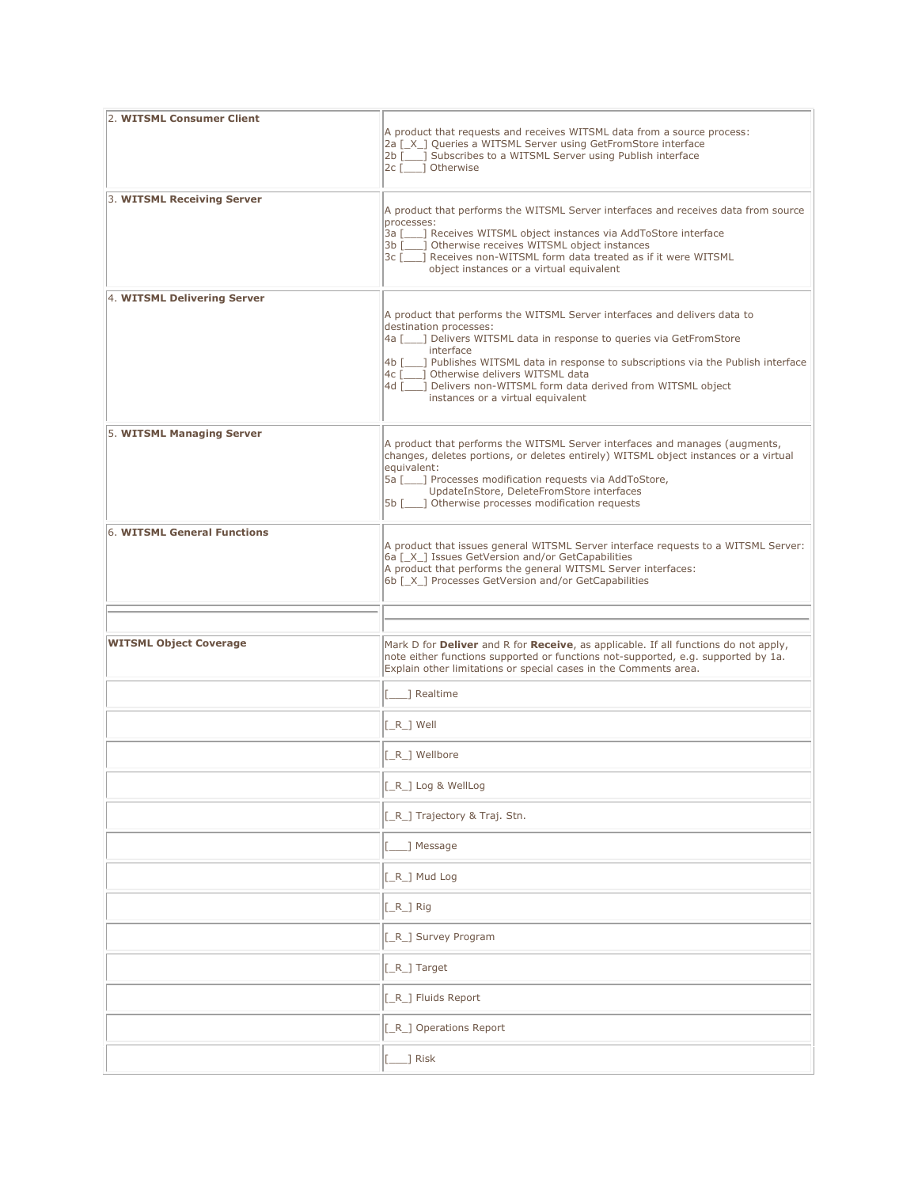| | |
|---|---|
| 2. **WITSML Consumer Client** | A product that requests and receives WITSML data from a source process:<br>2a [_X_] Queries a WITSML Server using GetFromStore interface<br>2b [____] Subscribes to a WITSML Server using Publish interface<br>2c [____] Otherwise |
| 3. **WITSML Receiving Server** | A product that performs the WITSML Server interfaces and receives data from source processes:<br>3a [____] Receives WITSML object instances via AddToStore interface<br>3b [____] Otherwise receives WITSML object instances<br>3c [____] Receives non-WITSML form data treated as if it were WITSML object instances or a virtual equivalent |
| 4. **WITSML Delivering Server** | A product that performs the WITSML Server interfaces and delivers data to destination processes:<br>4a [____] Delivers WITSML data in response to queries via GetFromStore interface<br>4b [____] Publishes WITSML data in response to subscriptions via the Publish interface<br>4c [____] Otherwise delivers WITSML data<br>4d [____] Delivers non-WITSML form data derived from WITSML object instances or a virtual equivalent |
| 5. **WITSML Managing Server** | A product that performs the WITSML Server interfaces and manages (augments, changes, deletes portions, or deletes entirely) WITSML object instances or a virtual equivalent:<br>5a [____] Processes modification requests via AddToStore, UpdateInStore, DeleteFromStore interfaces<br>5b [____] Otherwise processes modification requests |
| 6. **WITSML General Functions** | A product that issues general WITSML Server interface requests to a WITSML Server:<br>6a [_X_] Issues GetVersion and/or GetCapabilities<br>A product that performs the general WITSML Server interfaces:<br>6b [_X_] Processes GetVersion and/or GetCapabilities |
| | |
| **WITSML Object Coverage** | Mark D for **Deliver** and R for **Receive**, as applicable. If all functions do not apply, note either functions supported or functions not-supported, e.g. supported by 1a. Explain other limitations or special cases in the Comments area. |
| | [____] Realtime |
| | [_R_] Well |
| | [_R_] Wellbore |
| | [_R_] Log & WellLog |
| | [_R_] Trajectory & Traj. Stn. |
| | [____] Message |
| | [_R_] Mud Log |
| | [_R_] Rig |
| | [_R_] Survey Program |
| | [_R_] Target |
| | [_R_] Fluids Report |
| | [_R_] Operations Report |
| | [____] Risk |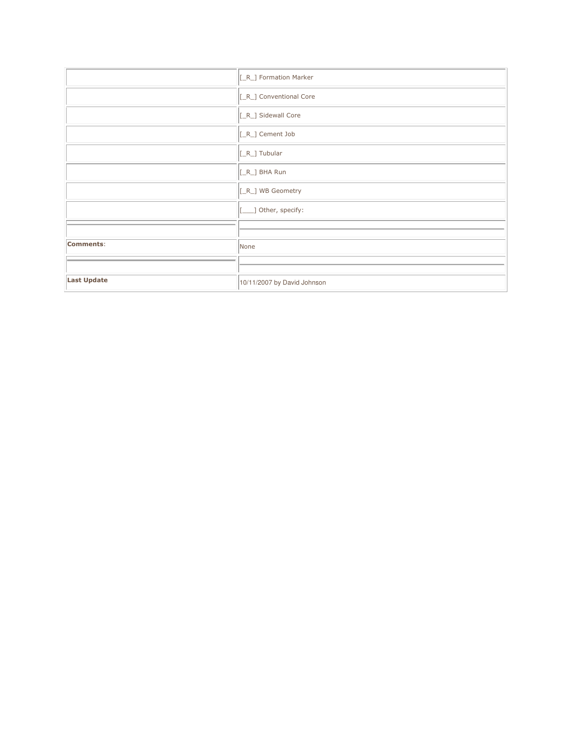| | |
|---|---|
| | [_R_] Formation Marker |
| | [_R_] Conventional Core |
| | [_R_] Sidewall Core |
| | [_R_] Cement Job |
| | [_R_] Tubular |
| | [_R_] BHA Run |
| | [_R_] WB Geometry |
| | [___] Other, specify: |
| | |
| **Comments**: | None |
| | |
| **Last Update** | 10/11/2007 by David Johnson |